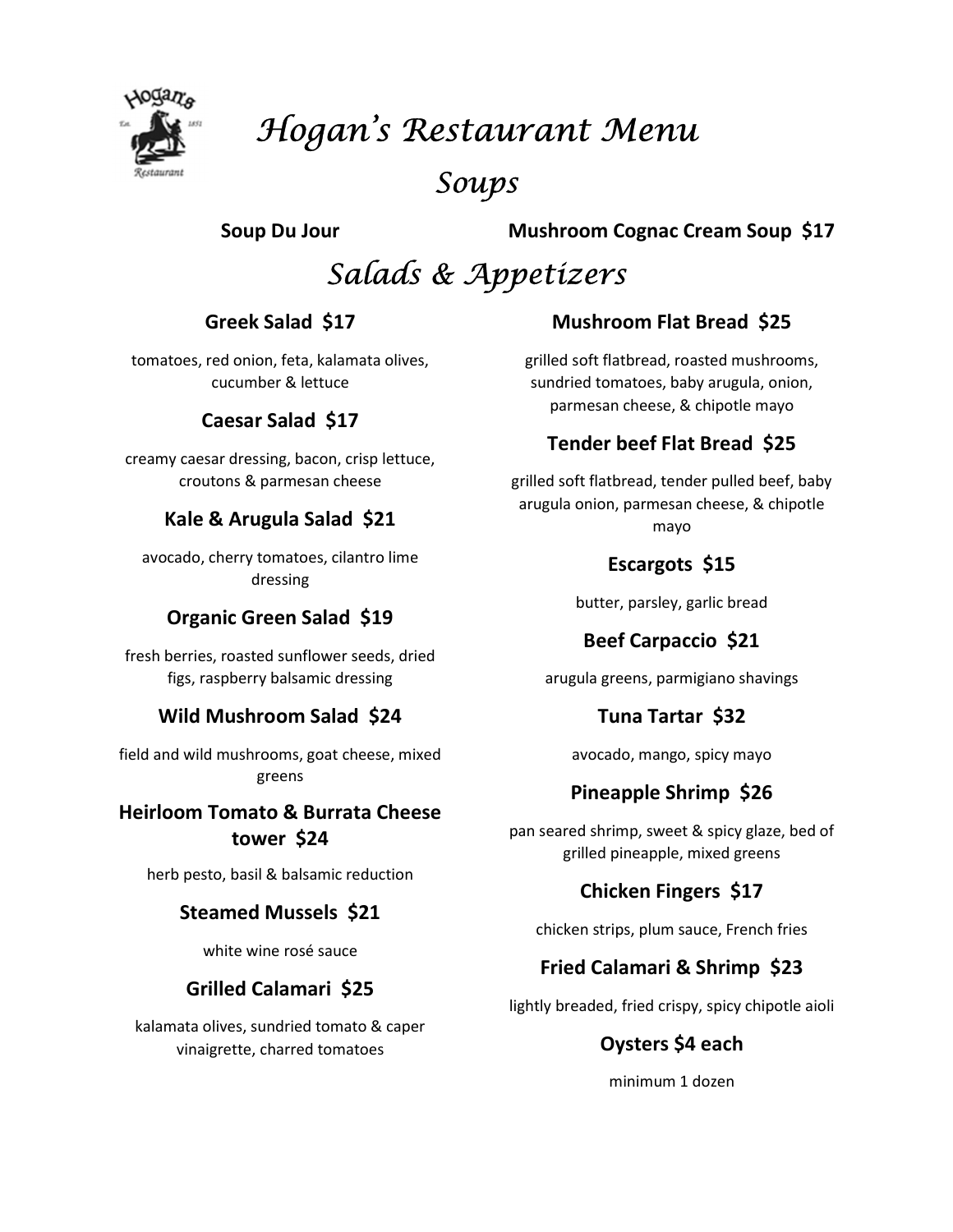# Hogan's Restaurant Menu

## Soups

**Soup Du Jour**

**Mushroom Cognac Cream Soup $17**

## Salads & Appetizers

### Greek Salad $17

tomatoes, red onion, feta, kalamata olives, cucumber & lettuce

### Caesar Salad $17

creamy caesar dressing, bacon, crisp lettuce, croutons & parmesan cheese

### Kale & Arugula Salad $21

avocado, cherry tomatoes, cilantro lime dressing

### Organic Green Salad $19

fresh berries, roasted sunflower seeds, dried figs, raspberry balsamic dressing

### Wild Mushroom Salad $24

field and wild mushrooms, goat cheese, mixed greens

### Heirloom Tomato & Burrata Cheese tower $24

herb pesto, basil & balsamic reduction

### Steamed Mussels $21

white wine rosé sauce

### Grilled Calamari $25

kalamata olives, sundried tomato & caper vinaigrette, charred tomatoes

### Mushroom Flat Bread $25

grilled soft flatbread, roasted mushrooms, sundried tomatoes, baby arugula, onion, parmesan cheese, & chipotle mayo

### Tender beef Flat Bread $25

grilled soft flatbread, tender pulled beef, baby arugula onion, parmesan cheese, & chipotle mayo

### Escargots $15

butter, parsley, garlic bread

### Beef Carpaccio $21

arugula greens, parmigiano shavings

### Tuna Tartar $32

avocado, mango, spicy mayo

### Pineapple Shrimp $26

pan seared shrimp, sweet & spicy glaze, bed of grilled pineapple, mixed greens

### Chicken Fingers $17

chicken strips, plum sauce, French fries

### Fried Calamari & Shrimp $23

lightly breaded, fried crispy, spicy chipotle aioli

### Oysters $4 each

minimum 1 dozen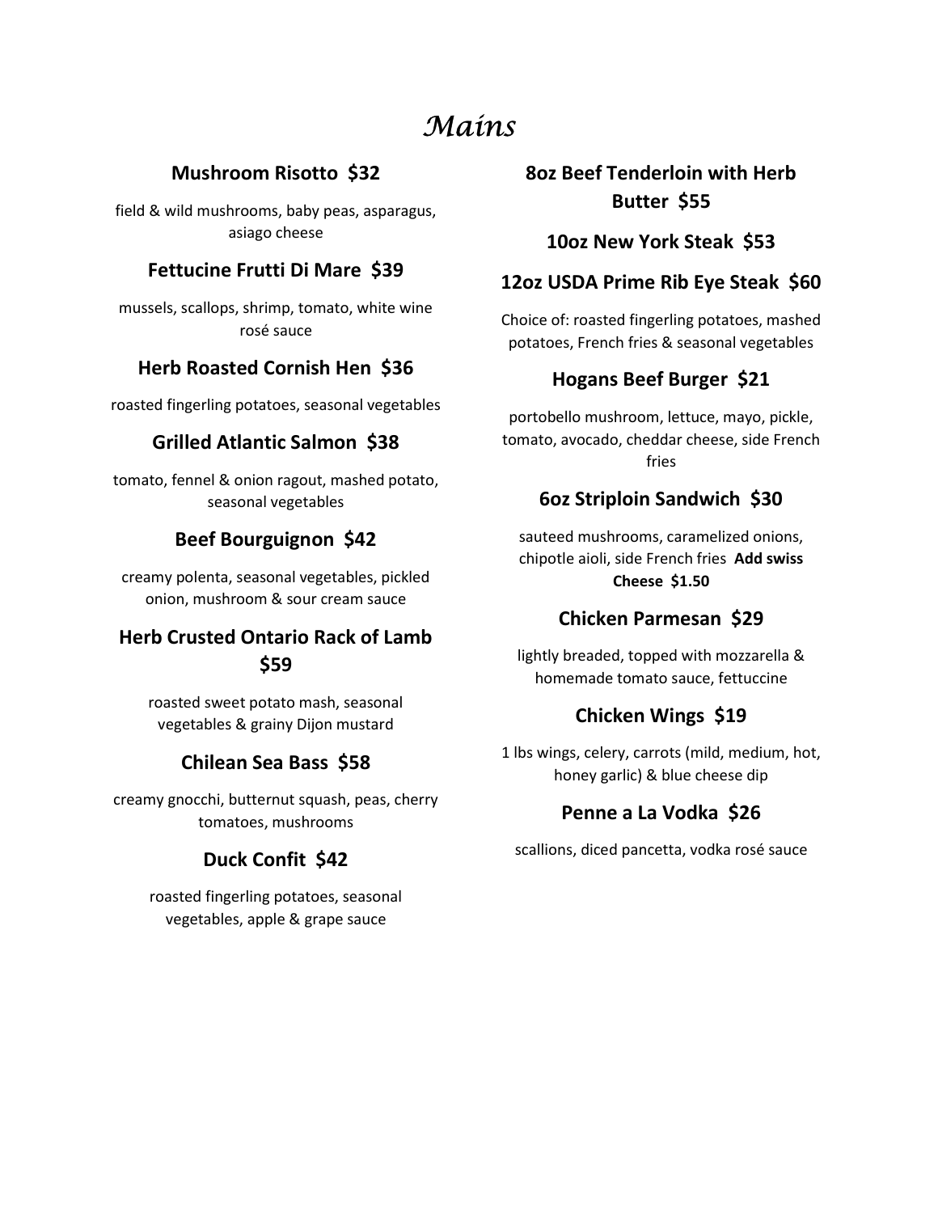# *Mains*

### Mushroom Risotto  $32

field & wild mushrooms, baby peas, asparagus, asiago cheese

### Fettucine Frutti Di Mare  $39

mussels, scallops, shrimp, tomato, white wine rosé sauce

### Herb Roasted Cornish Hen  $36

roasted fingerling potatoes, seasonal vegetables

### Grilled Atlantic Salmon  $38

tomato, fennel & onion ragout, mashed potato, seasonal vegetables

### Beef Bourguignon  $42

creamy polenta, seasonal vegetables, pickled onion, mushroom & sour cream sauce

### Herb Crusted Ontario Rack of Lamb $59

roasted sweet potato mash, seasonal vegetables & grainy Dijon mustard

### Chilean Sea Bass  $58

creamy gnocchi, butternut squash, peas, cherry tomatoes, mushrooms

### Duck Confit  $42

roasted fingerling potatoes, seasonal vegetables, apple & grape sauce

### 8oz Beef Tenderloin with Herb Butter  $55

### 10oz New York Steak  $53

### 12oz USDA Prime Rib Eye Steak  $60

Choice of: roasted fingerling potatoes, mashed potatoes, French fries & seasonal vegetables

### Hogans Beef Burger  $21

portobello mushroom, lettuce, mayo, pickle, tomato, avocado, cheddar cheese, side French fries

### 6oz Striploin Sandwich  $30

sauteed mushrooms, caramelized onions, chipotle aioli, side French fries **Add swiss Cheese  $1.50**

### Chicken Parmesan  $29

lightly breaded, topped with mozzarella & homemade tomato sauce, fettuccine

### Chicken Wings  $19

1 lbs wings, celery, carrots (mild, medium, hot, honey garlic) & blue cheese dip

### Penne a La Vodka  $26

scallions, diced pancetta, vodka rosé sauce